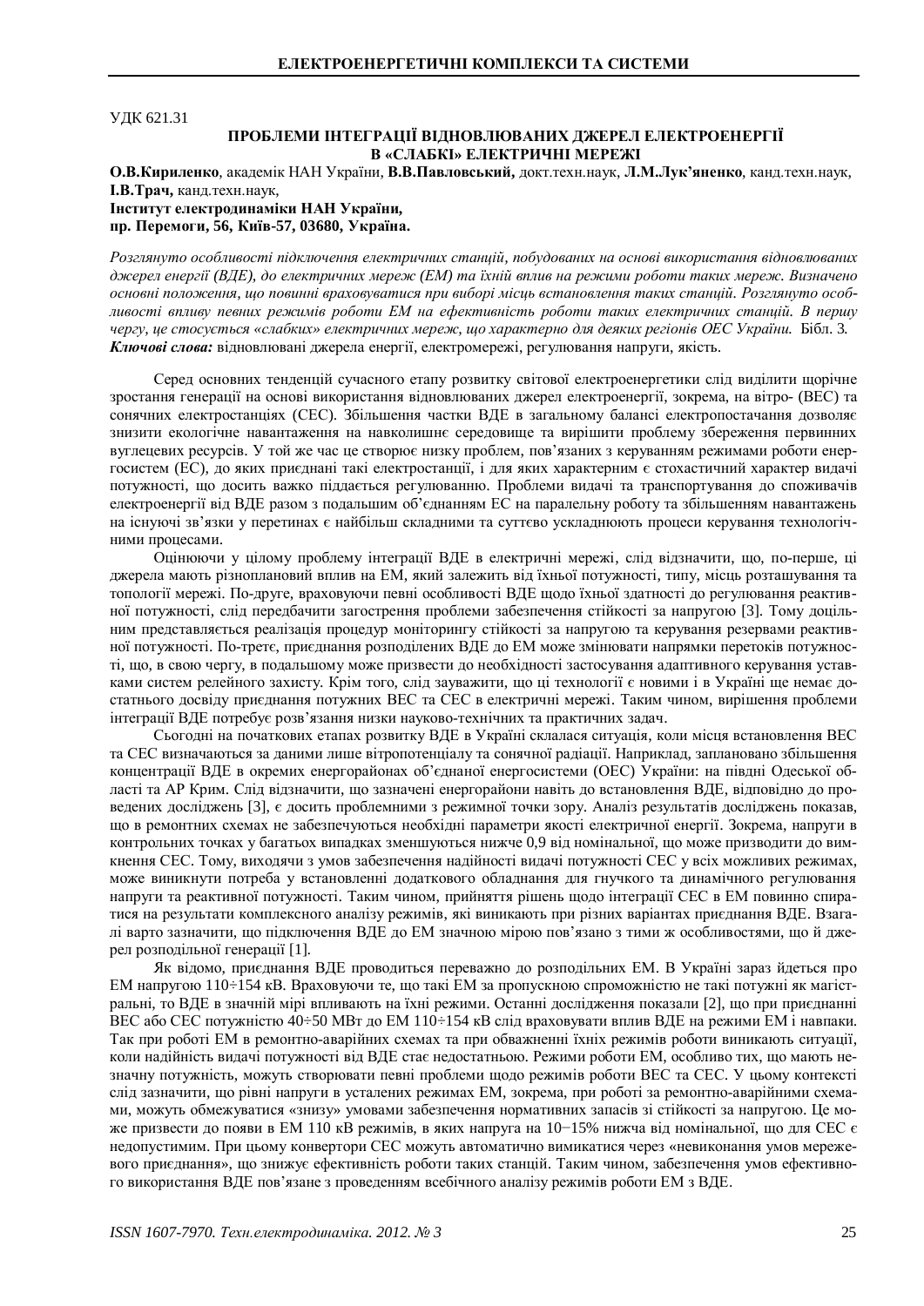УДК 621.31

## ПРОБЛЕМИ ІНТЕГРАЦІЇ ВІДНОВЛЮВАНИХ ДЖЕРЕЛ ЕЛЕКТРОЕНЕРГІЇ В «СЛАБКІ» ЕЛЕКТРИЧНІ МЕРЕЖІ

**О.В.Кириленко**, академік НАН України, **В.В.Павловський,** докт.техн.наук, **Л.М.Лук'яненко**, канд.техн.наук, **І.В.Трач,** канд.техн.наук,
**Інститут електродинаміки НАН України,**
**пр. Перемоги, 56, Київ-57, 03680, Україна.**

*Розглянуто особливості підключення електричних станцій, побудованих на основі використання відновлюваних джерел енергії (ВДЕ), до електричних мереж (ЕМ) та їхній вплив на режими роботи таких мереж. Визначено основні положення, що повинні враховуватися при виборі місць встановлення таких станцій. Розглянуто особливості впливу певних режимів роботи ЕМ на ефективність роботи таких електричних станцій. В першу чергу, це стосується «слабких» електричних мереж, що характерно для деяких регіонів ОЕС України.* Бібл. 3.
***Ключові слова:*** відновлювані джерела енергії, електромережі, регулювання напруги, якість.

Серед основних тенденцій сучасного етапу розвитку світової електроенергетики слід виділити щорічне зростання генерації на основі використання відновлюваних джерел електроенергії, зокрема, на вітро- (ВЕС) та сонячних електростанціях (СЕС). Збільшення частки ВДЕ в загальному балансі електропостачання дозволяє знизити екологічне навантаження на навколишнє середовище та вирішити проблему збереження первинних вуглецевих ресурсів. У той же час це створює низку проблем, пов'язаних з керуванням режимами роботи енергосистем (ЕС), до яких приєднані такі електростанції, і для яких характерним є стохастичний характер видачі потужності, що досить важко піддається регулюванню. Проблеми видачі та транспортування до споживачів електроенергії від ВДЕ разом з подальшим об'єднанням ЕС на паралельну роботу та збільшенням навантажень на існуючі зв'язки у перетинах є найбільш складними та суттєво ускладнюють процеси керування технологічними процесами.

Оцінюючи у цілому проблему інтеграції ВДЕ в електричні мережі, слід відзначити, що, по-перше, ці джерела мають різноплановий вплив на ЕМ, який залежить від їхньої потужності, типу, місць розташування та топології мережі. По-друге, враховуючи певні особливості ВДЕ щодо їхньої здатності до регулювання реактивної потужності, слід передбачити загострення проблеми забезпечення стійкості за напругою [3]. Тому доцільним представляється реалізація процедур моніторингу стійкості за напругою та керування резервами реактивної потужності. По-третє, приєднання розподілених ВДЕ до ЕМ може змінювати напрямки перетоків потужності, що, в свою чергу, в подальшому може призвести до необхідності застосування адаптивного керування уставками систем релейного захисту. Крім того, слід зауважити, що ці технології є новими і в Україні ще немає достатнього досвіду приєднання потужних ВЕС та СЕС в електричні мережі. Таким чином, вирішення проблеми інтеграції ВДЕ потребує розв'язання низки науково-технічних та практичних задач.

Сьогодні на початкових етапах розвитку ВДЕ в Україні склалася ситуація, коли місця встановлення ВЕС та СЕС визначаються за даними лише вітропотенціалу та сонячної радіації. Наприклад, заплановано збільшення концентрації ВДЕ в окремих енергорайонах об'єднаної енергосистеми (ОЕС) України: на півдні Одеської області та АР Крим. Слід відзначити, що зазначені енергорайони навіть до встановлення ВДЕ, відповідно до проведених досліджень [3], є досить проблемними з режимної точки зору. Аналіз результатів досліджень показав, що в ремонтних схемах не забезпечуються необхідні параметри якості електричної енергії. Зокрема, напруги в контрольних точках у багатьох випадках зменшуються нижче 0,9 від номінальної, що може призводити до вимкнення СЕС. Тому, виходячи з умов забезпечення надійності видачі потужності СЕС у всіх можливих режимах, може виникнути потреба у встановленні додаткового обладнання для гнучкого та динамічного регулювання напруги та реактивної потужності. Таким чином, прийняття рішень щодо інтеграції СЕС в ЕМ повинно спиратися на результати комплексного аналізу режимів, які виникають при різних варіантах приєднання ВДЕ. Взагалі варто зазначити, що підключення ВДЕ до ЕМ значною мірою пов'язано з тими ж особливостями, що й джерел розподільної генерації [1].

Як відомо, приєднання ВДЕ проводиться переважно до розподільних ЕМ. В Україні зараз йдеться про ЕМ напругою 110÷154 кВ. Враховуючи те, що такі ЕМ за пропускною спроможністю не такі потужні як магістральні, то ВДЕ в значній мірі впливають на їхні режими. Останні дослідження показали [2], що при приєднанні ВЕС або СЕС потужністю 40÷50 МВт до ЕМ 110÷154 кВ слід враховувати вплив ВДЕ на режими ЕМ і навпаки. Так при роботі ЕМ в ремонтно-аварійних схемах та при обважненні їхніх режимів роботи виникають ситуації, коли надійність видачі потужності від ВДЕ стає недостатньою. Режими роботи ЕМ, особливо тих, що мають незначну потужність, можуть створювати певні проблеми щодо режимів роботи ВЕС та СЕС. У цьому контексті слід зазначити, що рівні напруги в усталених режимах ЕМ, зокрема, при роботі за ремонтно-аварійними схемами, можуть обмежуватися «знизу» умовами забезпечення нормативних запасів зі стійкості за напругою. Це може призвести до появи в ЕМ 110 кВ режимів, в яких напруга на 10−15% нижча від номінальної, що для СЕС є недопустимим. При цьому конвертори СЕС можуть автоматично вимикатися через «невиконання умов мережевого приєднання», що знижує ефективність роботи таких станцій. Таким чином, забезпечення умов ефективного використання ВДЕ пов'язане з проведенням всебічного аналізу режимів роботи ЕМ з ВДЕ.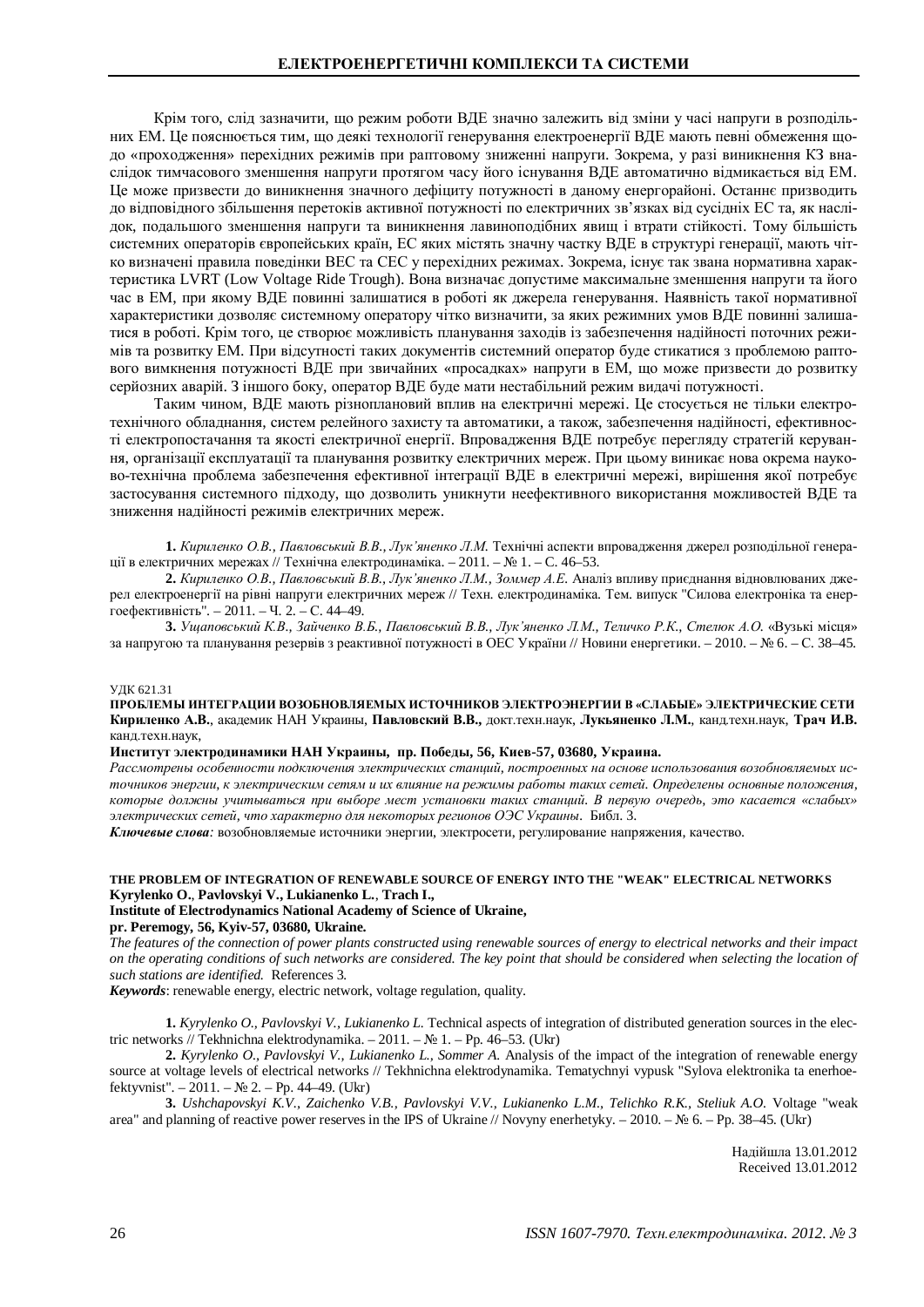Крім того, слід зазначити, що режим роботи ВДЕ значно залежить від зміни у часі напруги в розподільних ЕМ. Це пояснюється тим, що деякі технології генерування електроенергії ВДЕ мають певні обмеження щодо «проходження» перехідних режимів при раптовому зниженні напруги. Зокрема, у разі виникнення КЗ внаслідок тимчасового зменшення напруги протягом часу його існування ВДЕ автоматично відмикається від ЕМ. Це може призвести до виникнення значного дефіциту потужності в даному енергорайоні. Останнє призводить до відповідного збільшення перетоків активної потужності по електричних зв'язках від сусідніх ЕС та, як наслідок, подальшого зменшення напруги та виникнення лавиноподібних явищ і втрати стійкості. Тому більшість системних операторів європейських країн, ЕС яких містять значну частку ВДЕ в структурі генерації, мають чітко визначені правила поведінки ВЕС та СЕС у перехідних режимах. Зокрема, існує так звана нормативна характеристика LVRT (Low Voltage Ride Trough). Вона визначає допустиме максимальне зменшення напруги та його час в ЕМ, при якому ВДЕ повинні залишатися в роботі як джерела генерування. Наявність такої нормативної характеристики дозволяє системному оператору чітко визначити, за яких режимних умов ВДЕ повинні залишатися в роботі. Крім того, це створює можливість планування заходів із забезпечення надійності поточних режимів та розвитку ЕМ. При відсутності таких документів системний оператор буде стикатися з проблемою раптового вимкнення потужності ВДЕ при звичайних «просадках» напруги в ЕМ, що може призвести до розвитку серйозних аварій. З іншого боку, оператор ВДЕ буде мати нестабільний режим видачі потужності.

Таким чином, ВДЕ мають різноплановий вплив на електричні мережі. Це стосується не тільки електротехнічного обладнання, систем релейного захисту та автоматики, а також, забезпечення надійності, ефективності електропостачання та якості електричної енергії. Впровадження ВДЕ потребує перегляду стратегій керування, організації експлуатації та планування розвитку електричних мереж. При цьому виникає нова окрема науково-технічна проблема забезпечення ефективної інтеграції ВДЕ в електричні мережі, вирішення якої потребує застосування системного підходу, що дозволить уникнути неефективного використання можливостей ВДЕ та зниження надійності режимів електричних мереж.

**1.** *Кириленко О.В., Павловський В.В., Лук'яненко Л.М.* Технічні аспекти впровадження джерел розподільної генерації в електричних мережах // Технічна електродинаміка. – 2011. – № 1. – С. 46–53.

**2.** *Кириленко О.В., Павловський В.В., Лук'яненко Л.М., Зоммер А.Е.* Аналіз впливу приєднання відновлюваних джерел електроенергії на рівні напруги електричних мереж // Техн. електродинаміка. Тем. випуск "Силова електроніка та енергоефективність". – 2011. – Ч. 2. – С. 44–49.

**3.** *Ущаповський К.В., Зайченко В.Б., Павловський В.В., Лук'яненко Л.М., Теличко Р.К., Стелюк А.О.* «Вузькі місця» за напругою та планування резервів з реактивної потужності в ОЕС України // Новини енергетики. – 2010. – № 6. – С. 38–45.

УДК 621.31

**ПРОБЛЕМЫ ИНТЕГРАЦИИ ВОЗОБНОВЛЯЕМЫХ ИСТОЧНИКОВ ЭЛЕКТРОЭНЕРГИИ В «СЛАБЫЕ» ЭЛЕКТРИЧЕСКИЕ СЕТИ**

**Кириленко А.В.**, академик НАН Украины, **Павловский В.В.**, докт.техн.наук, **Лукьяненко Л.М.**, канд.техн.наук, **Трач И.В.** канд.техн.наук,

**Институт электродинамики НАН Украины, пр. Победы, 56, Киев-57, 03680, Украина.**

*Рассмотрены особенности подключения электрических станций, построенных на основе использования возобновляемых источников энергии, к электрическим сетям и их влияние на режимы работы таких сетей. Определены основные положения, которые должны учитываться при выборе мест установки таких станций. В первую очередь, это касается «слабых» электрических сетей, что характерно для некоторых регионов ОЭС Украины.* Библ. 3.

***Ключевые слова:*** возобновляемые источники энергии, электросети, регулирование напряжения, качество.

**THE PROBLEM OF INTEGRATION OF RENEWABLE SOURCE OF ENERGY INTO THE "WEAK" ELECTRICAL NETWORKS**

**Kyrylenko O.**, **Pavlovskyi V.**, **Lukianenko L.**, **Trach I.**,

**Institute of Electrodynamics National Academy of Science of Ukraine,**

**pr. Peremogy, 56, Kyiv-57, 03680, Ukraine.**

*The features of the connection of power plants constructed using renewable sources of energy to electrical networks and their impact on the operating conditions of such networks are considered. The key point that should be considered when selecting the location of such stations are identified.* References 3.

***Keywords***: renewable energy, electric network, voltage regulation, quality.

**1.** *Kyrylenko O., Pavlovskyi V., Lukianenko L.* Technical aspects of integration of distributed generation sources in the electric networks // Tekhnichna elektrodynamika. – 2011. – № 1. – Pp. 46–53. (Ukr)

**2.** *Kyrylenko O., Pavlovskyi V., Lukianenko L., Sommer A.* Analysis of the impact of the integration of renewable energy source at voltage levels of electrical networks // Tekhnichna elektrodynamika. Tematychnyi vypusk "Sylova elektronika ta enerhoefektyvnist". – 2011. – № 2. – Pp. 44–49. (Ukr)

**3.** *Ushchapovskyi K.V., Zaichenko V.B., Pavlovskyi V.V., Lukianenko L.M., Telichko R.K., Steliuk A.O.* Voltage "weak area" and planning of reactive power reserves in the IPS of Ukraine // Novyny enerhetyky. – 2010. – № 6. – Pp. 38–45. (Ukr)

Надійшла 13.01.2012
Received 13.01.2012